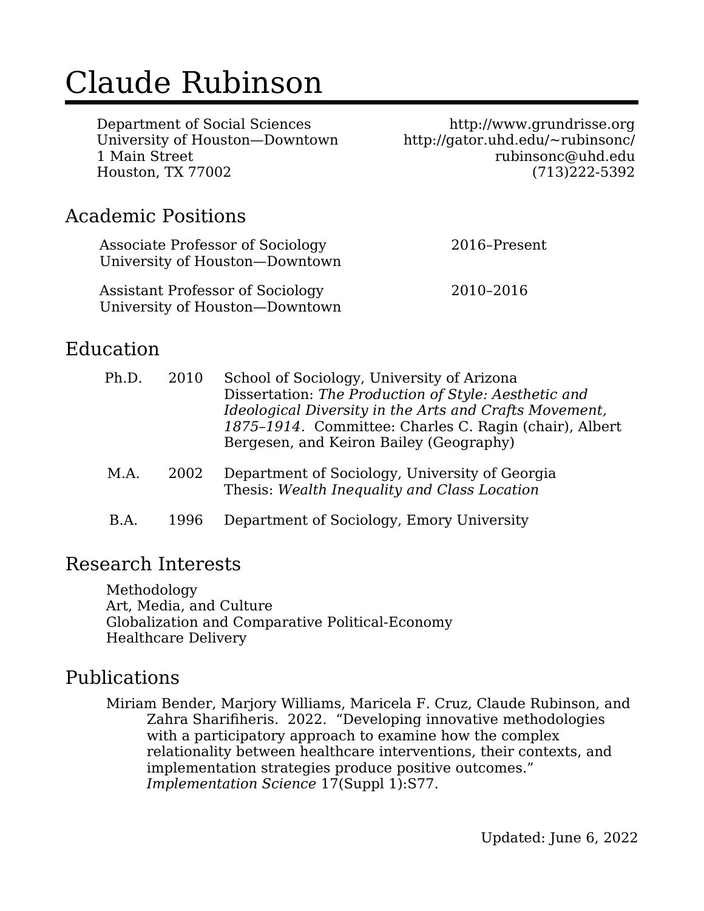# Claude Rubinson

Department of Social Sciences
University of Houston—Downtown
1 Main Street
Houston, TX 77002

http://www.grundrisse.org
http://gator.uhd.edu/~rubinsonc/
rubinsonc@uhd.edu
(713)222-5392

## Academic Positions

Associate Professor of Sociology, University of Houston—Downtown — 2016–Present

Assistant Professor of Sociology, University of Houston—Downtown — 2010–2016

## Education

**Ph.D.** 2010 — School of Sociology, University of Arizona
Dissertation: *The Production of Style: Aesthetic and Ideological Diversity in the Arts and Crafts Movement, 1875–1914.* Committee: Charles C. Ragin (chair), Albert Bergesen, and Keiron Bailey (Geography)

**M.A.** 2002 — Department of Sociology, University of Georgia
Thesis: *Wealth Inequality and Class Location*

**B.A.** 1996 — Department of Sociology, Emory University

## Research Interests

Methodology
Art, Media, and Culture
Globalization and Comparative Political-Economy
Healthcare Delivery

## Publications

Miriam Bender, Marjory Williams, Maricela F. Cruz, Claude Rubinson, and Zahra Sharifiheris. 2022. "Developing innovative methodologies with a participatory approach to examine how the complex relationality between healthcare interventions, their contexts, and implementation strategies produce positive outcomes." *Implementation Science* 17(Suppl 1):S77.

Updated: June 6, 2022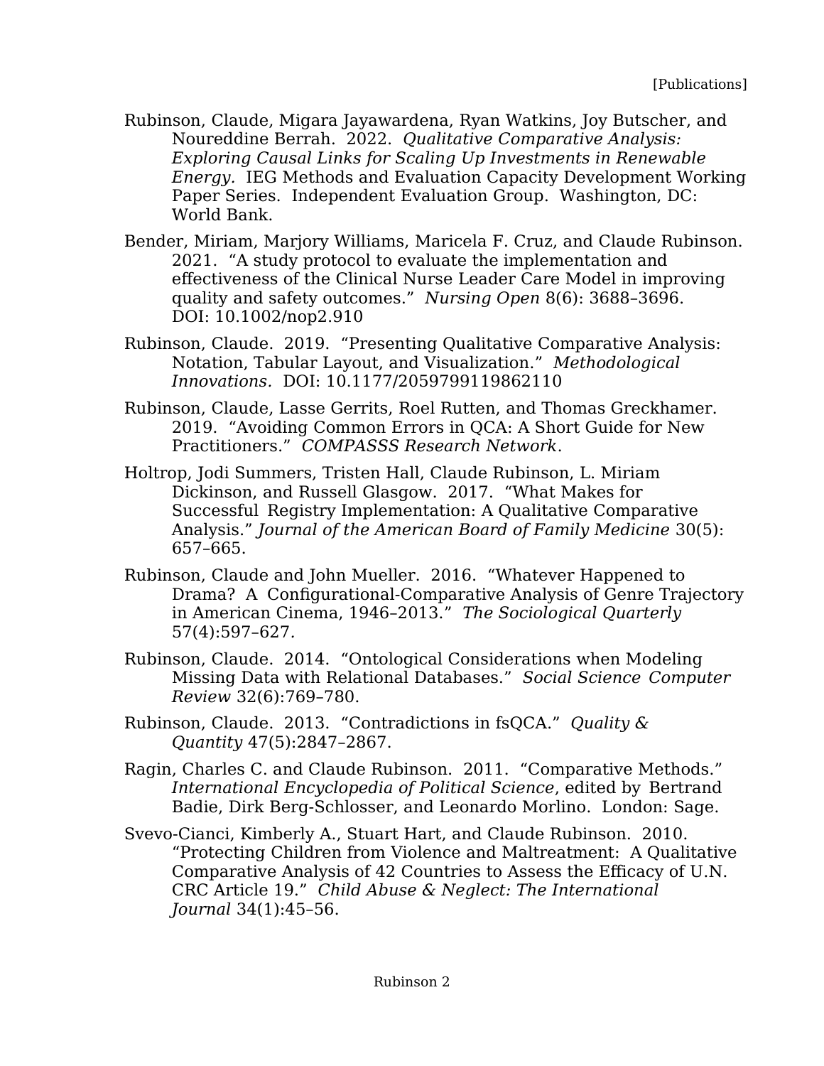Rubinson, Claude, Migara Jayawardena, Ryan Watkins, Joy Butscher, and Noureddine Berrah. 2022. *Qualitative Comparative Analysis: Exploring Causal Links for Scaling Up Investments in Renewable Energy.* IEG Methods and Evaluation Capacity Development Working Paper Series. Independent Evaluation Group. Washington, DC: World Bank.

Bender, Miriam, Marjory Williams, Maricela F. Cruz, and Claude Rubinson. 2021. "A study protocol to evaluate the implementation and effectiveness of the Clinical Nurse Leader Care Model in improving quality and safety outcomes." *Nursing Open* 8(6): 3688–3696. DOI: 10.1002/nop2.910

Rubinson, Claude. 2019. "Presenting Qualitative Comparative Analysis: Notation, Tabular Layout, and Visualization." *Methodological Innovations.* DOI: 10.1177/2059799119862110

Rubinson, Claude, Lasse Gerrits, Roel Rutten, and Thomas Greckhamer. 2019. "Avoiding Common Errors in QCA: A Short Guide for New Practitioners." *COMPASSS Research Network*.

Holtrop, Jodi Summers, Tristen Hall, Claude Rubinson, L. Miriam Dickinson, and Russell Glasgow. 2017. "What Makes for Successful Registry Implementation: A Qualitative Comparative Analysis." *Journal of the American Board of Family Medicine* 30(5): 657–665.

Rubinson, Claude and John Mueller. 2016. "Whatever Happened to Drama? A Configurational-Comparative Analysis of Genre Trajectory in American Cinema, 1946–2013." *The Sociological Quarterly* 57(4):597–627.

Rubinson, Claude. 2014. "Ontological Considerations when Modeling Missing Data with Relational Databases." *Social Science Computer Review* 32(6):769–780.

Rubinson, Claude. 2013. "Contradictions in fsQCA." *Quality & Quantity* 47(5):2847–2867.

Ragin, Charles C. and Claude Rubinson. 2011. "Comparative Methods." *International Encyclopedia of Political Science*, edited by Bertrand Badie, Dirk Berg-Schlosser, and Leonardo Morlino. London: Sage.

Svevo-Cianci, Kimberly A., Stuart Hart, and Claude Rubinson. 2010. "Protecting Children from Violence and Maltreatment: A Qualitative Comparative Analysis of 42 Countries to Assess the Efficacy of U.N. CRC Article 19." *Child Abuse & Neglect: The International Journal* 34(1):45–56.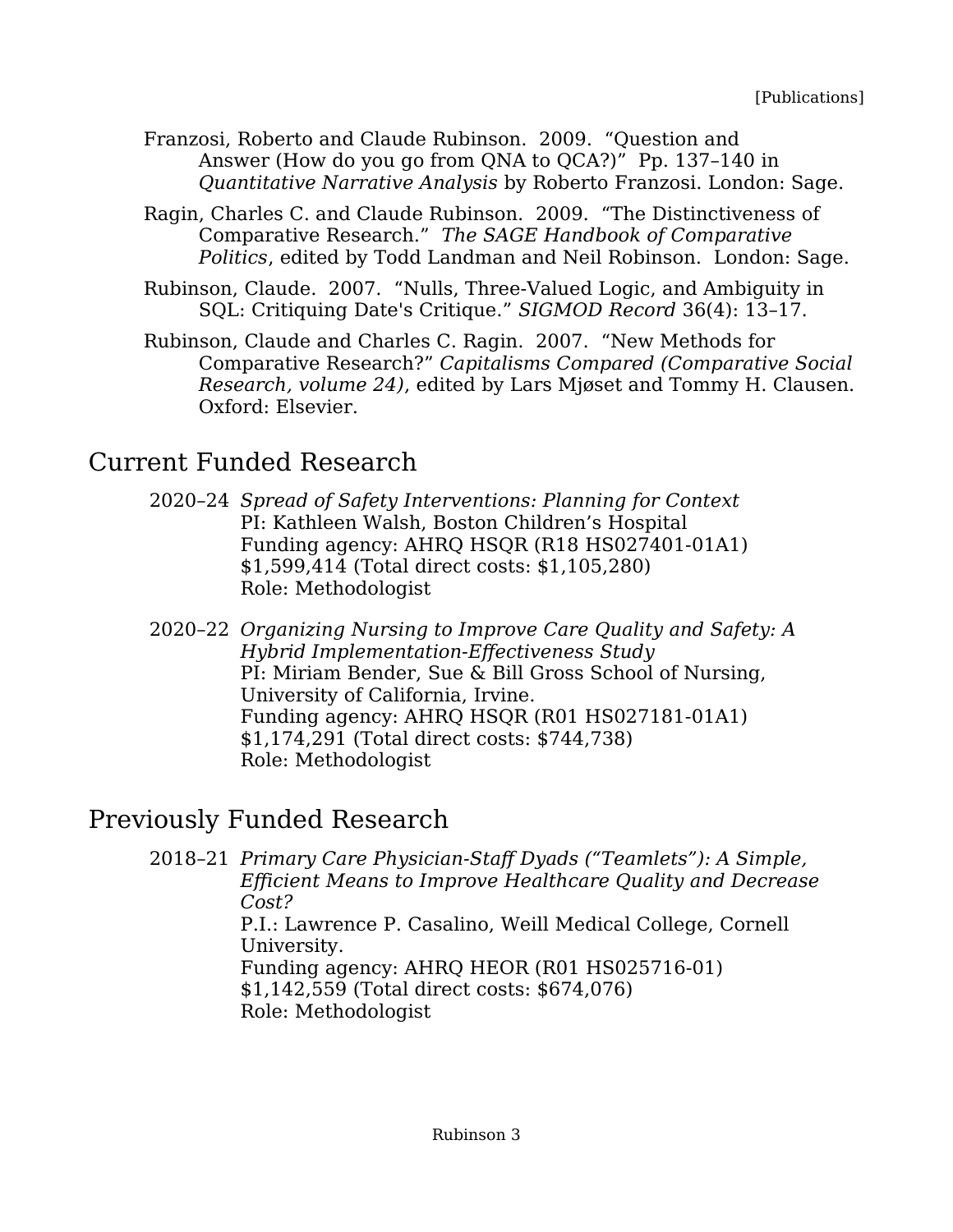Franzosi, Roberto and Claude Rubinson. 2009. "Question and Answer (How do you go from QNA to QCA?)" Pp. 137–140 in *Quantitative Narrative Analysis* by Roberto Franzosi. London: Sage.

Ragin, Charles C. and Claude Rubinson. 2009. "The Distinctiveness of Comparative Research." *The SAGE Handbook of Comparative Politics*, edited by Todd Landman and Neil Robinson. London: Sage.

Rubinson, Claude. 2007. "Nulls, Three-Valued Logic, and Ambiguity in SQL: Critiquing Date's Critique." *SIGMOD Record* 36(4): 13–17.

Rubinson, Claude and Charles C. Ragin. 2007. "New Methods for Comparative Research?" *Capitalisms Compared (Comparative Social Research, volume 24)*, edited by Lars Mjøset and Tommy H. Clausen. Oxford: Elsevier.

## Current Funded Research

2020–24 *Spread of Safety Interventions: Planning for Context*
PI: Kathleen Walsh, Boston Children's Hospital
Funding agency: AHRQ HSQR (R18 HS027401-01A1)
$1,599,414 (Total direct costs: $1,105,280)
Role: Methodologist

2020–22 *Organizing Nursing to Improve Care Quality and Safety: A Hybrid Implementation-Effectiveness Study*
PI: Miriam Bender, Sue & Bill Gross School of Nursing, University of California, Irvine.
Funding agency: AHRQ HSQR (R01 HS027181-01A1)
$1,174,291 (Total direct costs: $744,738)
Role: Methodologist

## Previously Funded Research

2018–21 *Primary Care Physician-Staff Dyads ("Teamlets"): A Simple, Efficient Means to Improve Healthcare Quality and Decrease Cost?*
P.I.: Lawrence P. Casalino, Weill Medical College, Cornell University.
Funding agency: AHRQ HEOR (R01 HS025716-01)
$1,142,559 (Total direct costs: $674,076)
Role: Methodologist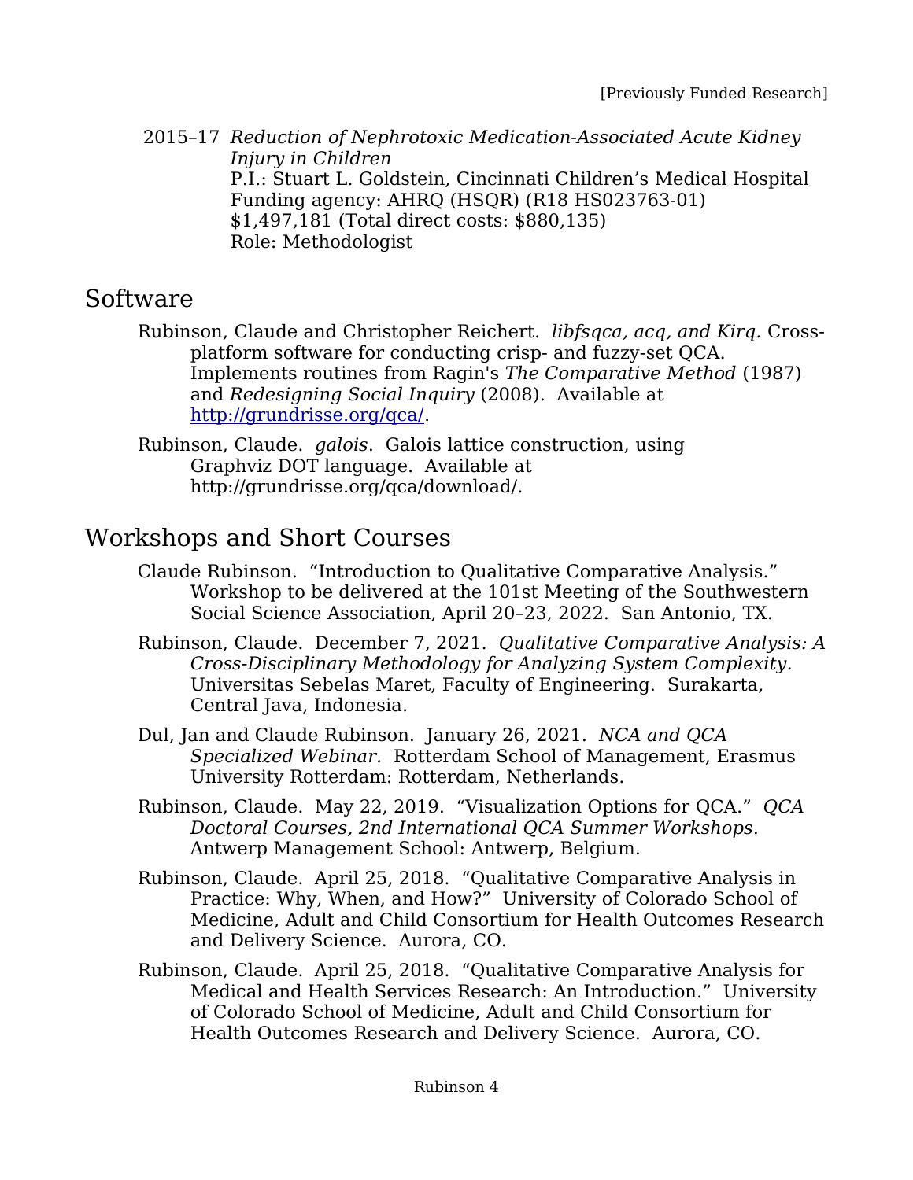[Previously Funded Research]

2015–17 *Reduction of Nephrotoxic Medication-Associated Acute Kidney Injury in Children*
P.I.: Stuart L. Goldstein, Cincinnati Children's Medical Hospital
Funding agency: AHRQ (HSQR) (R18 HS023763-01)
$1,497,181 (Total direct costs: $880,135)
Role: Methodologist

## Software

Rubinson, Claude and Christopher Reichert. *libfsqca, acq, and Kirq.* Cross-platform software for conducting crisp- and fuzzy-set QCA. Implements routines from Ragin's *The Comparative Method* (1987) and *Redesigning Social Inquiry* (2008). Available at [http://grundrisse.org/qca/](http://grundrisse.org/qca/).

Rubinson, Claude. *galois*. Galois lattice construction, using Graphviz DOT language. Available at http://grundrisse.org/qca/download/.

## Workshops and Short Courses

Claude Rubinson. "Introduction to Qualitative Comparative Analysis." Workshop to be delivered at the 101st Meeting of the Southwestern Social Science Association, April 20–23, 2022. San Antonio, TX.

Rubinson, Claude. December 7, 2021. *Qualitative Comparative Analysis: A Cross-Disciplinary Methodology for Analyzing System Complexity.* Universitas Sebelas Maret, Faculty of Engineering. Surakarta, Central Java, Indonesia.

Dul, Jan and Claude Rubinson. January 26, 2021. *NCA and QCA Specialized Webinar.* Rotterdam School of Management, Erasmus University Rotterdam: Rotterdam, Netherlands.

Rubinson, Claude. May 22, 2019. "Visualization Options for QCA." *QCA Doctoral Courses, 2nd International QCA Summer Workshops.* Antwerp Management School: Antwerp, Belgium.

Rubinson, Claude. April 25, 2018. "Qualitative Comparative Analysis in Practice: Why, When, and How?" University of Colorado School of Medicine, Adult and Child Consortium for Health Outcomes Research and Delivery Science. Aurora, CO.

Rubinson, Claude. April 25, 2018. "Qualitative Comparative Analysis for Medical and Health Services Research: An Introduction." University of Colorado School of Medicine, Adult and Child Consortium for Health Outcomes Research and Delivery Science. Aurora, CO.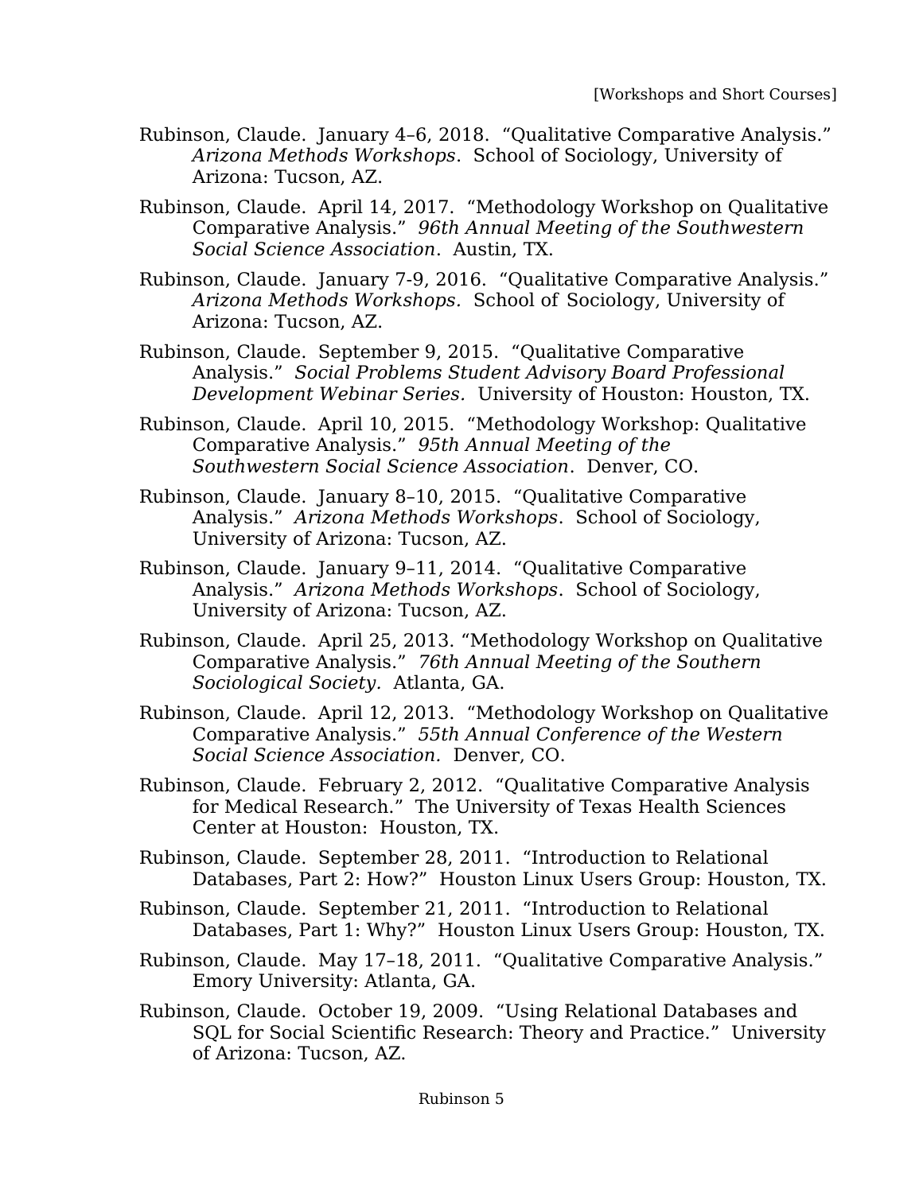Rubinson, Claude. January 4–6, 2018. "Qualitative Comparative Analysis." *Arizona Methods Workshops*. School of Sociology, University of Arizona: Tucson, AZ.

Rubinson, Claude. April 14, 2017. "Methodology Workshop on Qualitative Comparative Analysis." *96th Annual Meeting of the Southwestern Social Science Association*. Austin, TX.

Rubinson, Claude. January 7-9, 2016. "Qualitative Comparative Analysis." *Arizona Methods Workshops.* School of Sociology, University of Arizona: Tucson, AZ.

Rubinson, Claude. September 9, 2015. "Qualitative Comparative Analysis." *Social Problems Student Advisory Board Professional Development Webinar Series.* University of Houston: Houston, TX.

Rubinson, Claude. April 10, 2015. "Methodology Workshop: Qualitative Comparative Analysis." *95th Annual Meeting of the Southwestern Social Science Association*. Denver, CO.

Rubinson, Claude. January 8–10, 2015. "Qualitative Comparative Analysis." *Arizona Methods Workshops*. School of Sociology, University of Arizona: Tucson, AZ.

Rubinson, Claude. January 9–11, 2014. "Qualitative Comparative Analysis." *Arizona Methods Workshops*. School of Sociology, University of Arizona: Tucson, AZ.

Rubinson, Claude. April 25, 2013. "Methodology Workshop on Qualitative Comparative Analysis." *76th Annual Meeting of the Southern Sociological Society.* Atlanta, GA.

Rubinson, Claude. April 12, 2013. "Methodology Workshop on Qualitative Comparative Analysis." *55th Annual Conference of the Western Social Science Association.* Denver, CO.

Rubinson, Claude. February 2, 2012. "Qualitative Comparative Analysis for Medical Research." The University of Texas Health Sciences Center at Houston: Houston, TX.

Rubinson, Claude. September 28, 2011. "Introduction to Relational Databases, Part 2: How?" Houston Linux Users Group: Houston, TX.

Rubinson, Claude. September 21, 2011. "Introduction to Relational Databases, Part 1: Why?" Houston Linux Users Group: Houston, TX.

Rubinson, Claude. May 17–18, 2011. "Qualitative Comparative Analysis." Emory University: Atlanta, GA.

Rubinson, Claude. October 19, 2009. "Using Relational Databases and SQL for Social Scientific Research: Theory and Practice." University of Arizona: Tucson, AZ.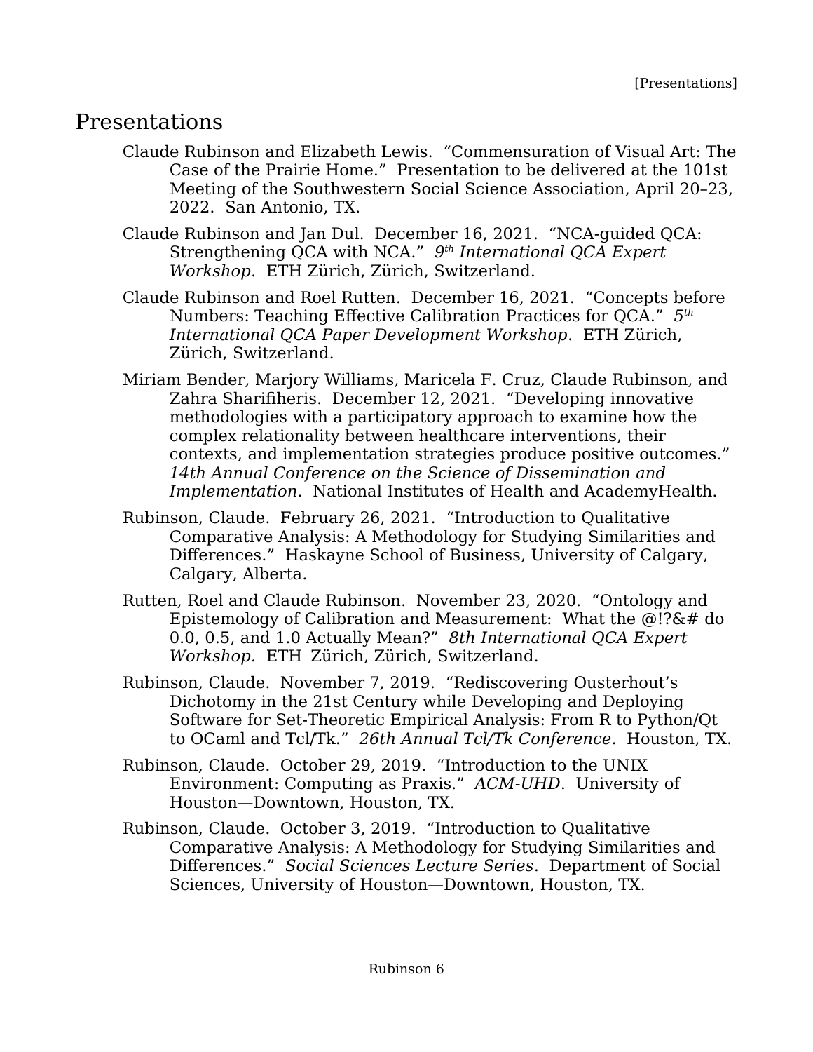# Presentations

Claude Rubinson and Elizabeth Lewis. "Commensuration of Visual Art: The Case of the Prairie Home." Presentation to be delivered at the 101st Meeting of the Southwestern Social Science Association, April 20–23, 2022. San Antonio, TX.

Claude Rubinson and Jan Dul. December 16, 2021. "NCA-guided QCA: Strengthening QCA with NCA." *9th International QCA Expert Workshop*. ETH Zürich, Zürich, Switzerland.

Claude Rubinson and Roel Rutten. December 16, 2021. "Concepts before Numbers: Teaching Effective Calibration Practices for QCA." *5th International QCA Paper Development Workshop*. ETH Zürich, Zürich, Switzerland.

Miriam Bender, Marjory Williams, Maricela F. Cruz, Claude Rubinson, and Zahra Sharifiheris. December 12, 2021. "Developing innovative methodologies with a participatory approach to examine how the complex relationality between healthcare interventions, their contexts, and implementation strategies produce positive outcomes." *14th Annual Conference on the Science of Dissemination and Implementation.* National Institutes of Health and AcademyHealth.

Rubinson, Claude. February 26, 2021. "Introduction to Qualitative Comparative Analysis: A Methodology for Studying Similarities and Differences." Haskayne School of Business, University of Calgary, Calgary, Alberta.

Rutten, Roel and Claude Rubinson. November 23, 2020. "Ontology and Epistemology of Calibration and Measurement: What the @!?&# do 0.0, 0.5, and 1.0 Actually Mean?" *8th International QCA Expert Workshop.* ETH Zürich, Zürich, Switzerland.

Rubinson, Claude. November 7, 2019. "Rediscovering Ousterhout's Dichotomy in the 21st Century while Developing and Deploying Software for Set-Theoretic Empirical Analysis: From R to Python/Qt to OCaml and Tcl/Tk." *26th Annual Tcl/Tk Conference*. Houston, TX.

Rubinson, Claude. October 29, 2019. "Introduction to the UNIX Environment: Computing as Praxis." *ACM-UHD*. University of Houston—Downtown, Houston, TX.

Rubinson, Claude. October 3, 2019. "Introduction to Qualitative Comparative Analysis: A Methodology for Studying Similarities and Differences." *Social Sciences Lecture Series*. Department of Social Sciences, University of Houston—Downtown, Houston, TX.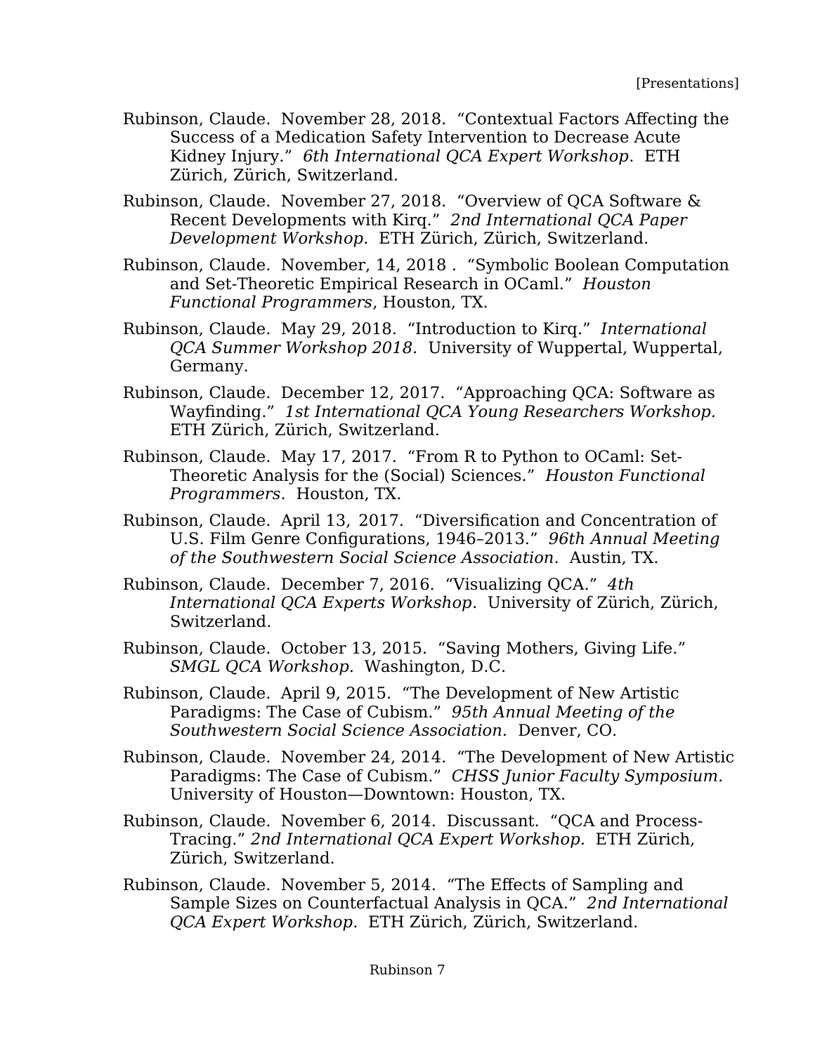Rubinson, Claude. November 28, 2018. "Contextual Factors Affecting the Success of a Medication Safety Intervention to Decrease Acute Kidney Injury." *6th International QCA Expert Workshop*. ETH Zürich, Zürich, Switzerland.

Rubinson, Claude. November 27, 2018. "Overview of QCA Software & Recent Developments with Kirq." *2nd International QCA Paper Development Workshop.* ETH Zürich, Zürich, Switzerland.

Rubinson, Claude. November, 14, 2018 . "Symbolic Boolean Computation and Set-Theoretic Empirical Research in OCaml." *Houston Functional Programmers*, Houston, TX.

Rubinson, Claude. May 29, 2018. "Introduction to Kirq." *International QCA Summer Workshop 2018.* University of Wuppertal, Wuppertal, Germany.

Rubinson, Claude. December 12, 2017. "Approaching QCA: Software as Wayfinding." *1st International QCA Young Researchers Workshop.* ETH Zürich, Zürich, Switzerland.

Rubinson, Claude. May 17, 2017. "From R to Python to OCaml: Set-Theoretic Analysis for the (Social) Sciences." *Houston Functional Programmers.* Houston, TX.

Rubinson, Claude. April 13, 2017. "Diversification and Concentration of U.S. Film Genre Configurations, 1946–2013." *96th Annual Meeting of the Southwestern Social Science Association.* Austin, TX.

Rubinson, Claude. December 7, 2016. "Visualizing QCA." *4th International QCA Experts Workshop*. University of Zürich, Zürich, Switzerland.

Rubinson, Claude. October 13, 2015. "Saving Mothers, Giving Life." *SMGL QCA Workshop.* Washington, D.C.

Rubinson, Claude. April 9, 2015. "The Development of New Artistic Paradigms: The Case of Cubism." *95th Annual Meeting of the Southwestern Social Science Association.* Denver, CO.

Rubinson, Claude. November 24, 2014. "The Development of New Artistic Paradigms: The Case of Cubism." *CHSS Junior Faculty Symposium.* University of Houston—Downtown: Houston, TX.

Rubinson, Claude. November 6, 2014. Discussant. "QCA and Process-Tracing." *2nd International QCA Expert Workshop.* ETH Zürich, Zürich, Switzerland.

Rubinson, Claude. November 5, 2014. "The Effects of Sampling and Sample Sizes on Counterfactual Analysis in QCA." *2nd International QCA Expert Workshop*. ETH Zürich, Zürich, Switzerland.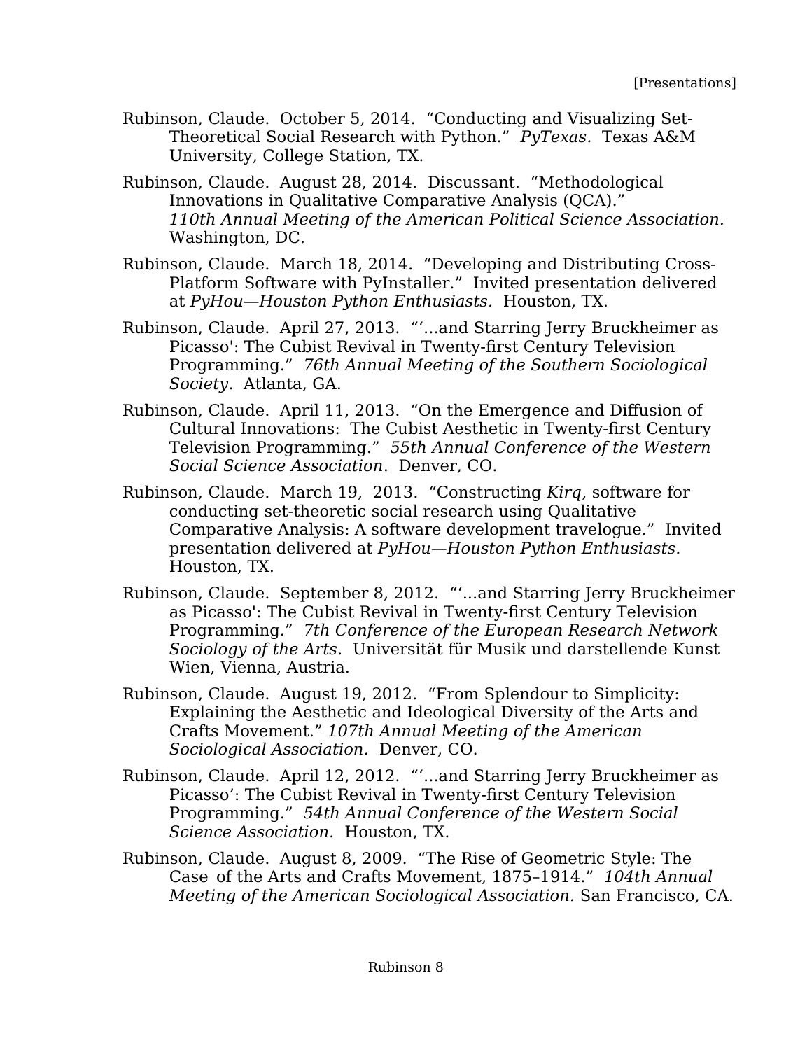Rubinson, Claude. October 5, 2014. "Conducting and Visualizing Set-Theoretical Social Research with Python." *PyTexas.* Texas A&M University, College Station, TX.

Rubinson, Claude. August 28, 2014. Discussant. "Methodological Innovations in Qualitative Comparative Analysis (QCA)." *110th Annual Meeting of the American Political Science Association.* Washington, DC.

Rubinson, Claude. March 18, 2014. "Developing and Distributing Cross-Platform Software with PyInstaller." Invited presentation delivered at *PyHou—Houston Python Enthusiasts.* Houston, TX.

Rubinson, Claude. April 27, 2013. "'...and Starring Jerry Bruckheimer as Picasso': The Cubist Revival in Twenty-first Century Television Programming." *76th Annual Meeting of the Southern Sociological Society*. Atlanta, GA.

Rubinson, Claude. April 11, 2013. "On the Emergence and Diffusion of Cultural Innovations: The Cubist Aesthetic in Twenty-first Century Television Programming." *55th Annual Conference of the Western Social Science Association*. Denver, CO.

Rubinson, Claude. March 19, 2013. "Constructing *Kirq*, software for conducting set-theoretic social research using Qualitative Comparative Analysis: A software development travelogue." Invited presentation delivered at *PyHou—Houston Python Enthusiasts.* Houston, TX.

Rubinson, Claude. September 8, 2012. "'...and Starring Jerry Bruckheimer as Picasso': The Cubist Revival in Twenty-first Century Television Programming." *7th Conference of the European Research Network Sociology of the Arts*. Universität für Musik und darstellende Kunst Wien, Vienna, Austria.

Rubinson, Claude. August 19, 2012. "From Splendour to Simplicity: Explaining the Aesthetic and Ideological Diversity of the Arts and Crafts Movement." *107th Annual Meeting of the American Sociological Association.* Denver, CO.

Rubinson, Claude. April 12, 2012. "'...and Starring Jerry Bruckheimer as Picasso': The Cubist Revival in Twenty-first Century Television Programming." *54th Annual Conference of the Western Social Science Association.* Houston, TX.

Rubinson, Claude. August 8, 2009. "The Rise of Geometric Style: The Case of the Arts and Crafts Movement, 1875–1914." *104th Annual Meeting of the American Sociological Association.* San Francisco, CA.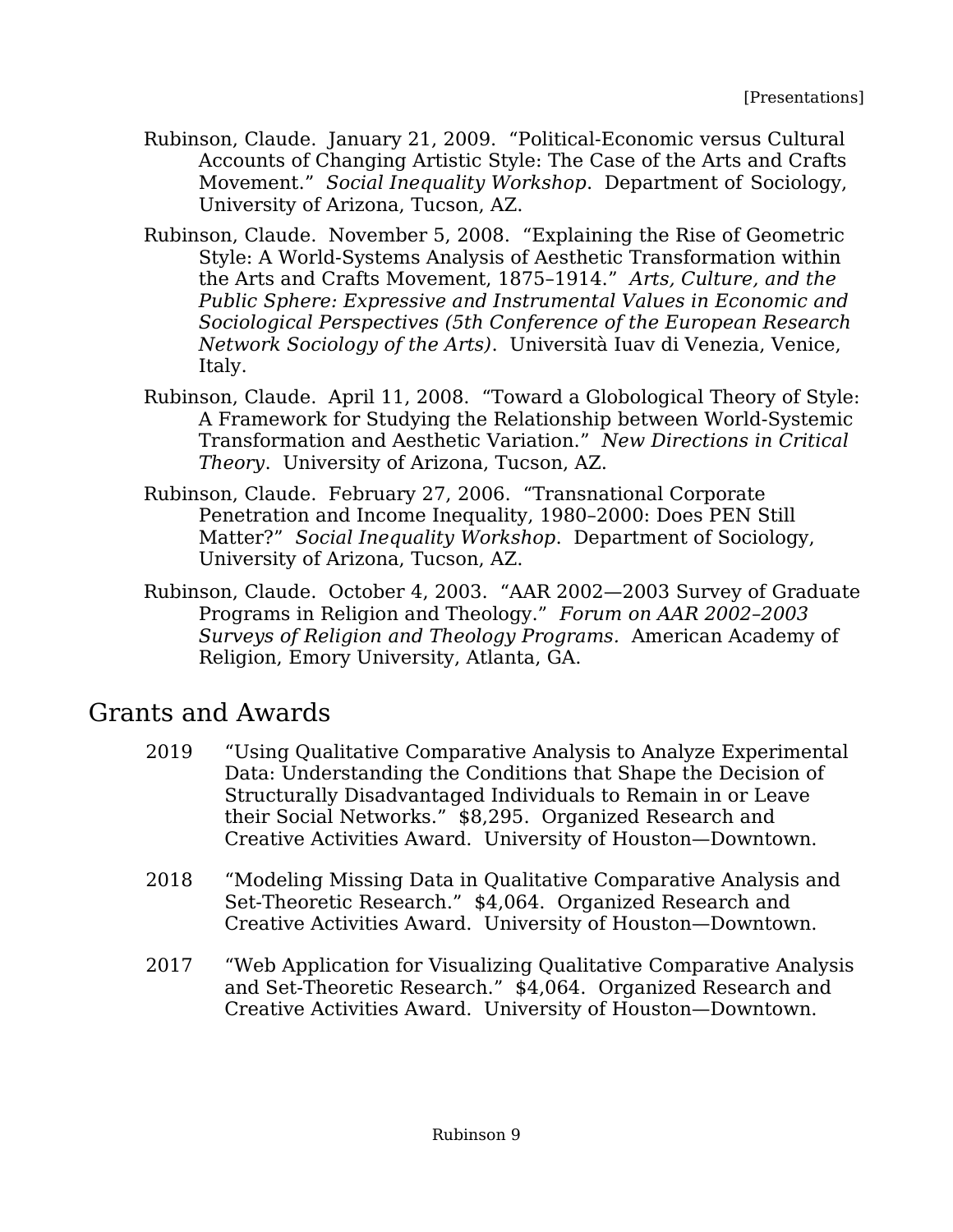Rubinson, Claude.  January 21, 2009.  "Political-Economic versus Cultural Accounts of Changing Artistic Style: The Case of the Arts and Crafts Movement."  *Social Inequality Workshop*.  Department of Sociology, University of Arizona, Tucson, AZ.

Rubinson, Claude.  November 5, 2008.  "Explaining the Rise of Geometric Style: A World-Systems Analysis of Aesthetic Transformation within the Arts and Crafts Movement, 1875–1914."  *Arts, Culture, and the Public Sphere: Expressive and Instrumental Values in Economic and Sociological Perspectives (5th Conference of the European Research Network Sociology of the Arts)*.  Università Iuav di Venezia, Venice, Italy.

Rubinson, Claude.  April 11, 2008.  "Toward a Globological Theory of Style: A Framework for Studying the Relationship between World-Systemic Transformation and Aesthetic Variation."  *New Directions in Critical Theory*.  University of Arizona, Tucson, AZ.

Rubinson, Claude.  February 27, 2006.  "Transnational Corporate Penetration and Income Inequality, 1980–2000: Does PEN Still Matter?"  *Social Inequality Workshop*.  Department of Sociology, University of Arizona, Tucson, AZ.

Rubinson, Claude.  October 4, 2003.  "AAR 2002—2003 Survey of Graduate Programs in Religion and Theology."  *Forum on AAR 2002–2003 Surveys of Religion and Theology Programs.*  American Academy of Religion, Emory University, Atlanta, GA.

## Grants and Awards

2019 "Using Qualitative Comparative Analysis to Analyze Experimental Data: Understanding the Conditions that Shape the Decision of Structurally Disadvantaged Individuals to Remain in or Leave their Social Networks."  $8,295.  Organized Research and Creative Activities Award.  University of Houston—Downtown.

2018 "Modeling Missing Data in Qualitative Comparative Analysis and Set-Theoretic Research."  $4,064.  Organized Research and Creative Activities Award.  University of Houston—Downtown.

2017 "Web Application for Visualizing Qualitative Comparative Analysis and Set-Theoretic Research."  $4,064.  Organized Research and Creative Activities Award.  University of Houston—Downtown.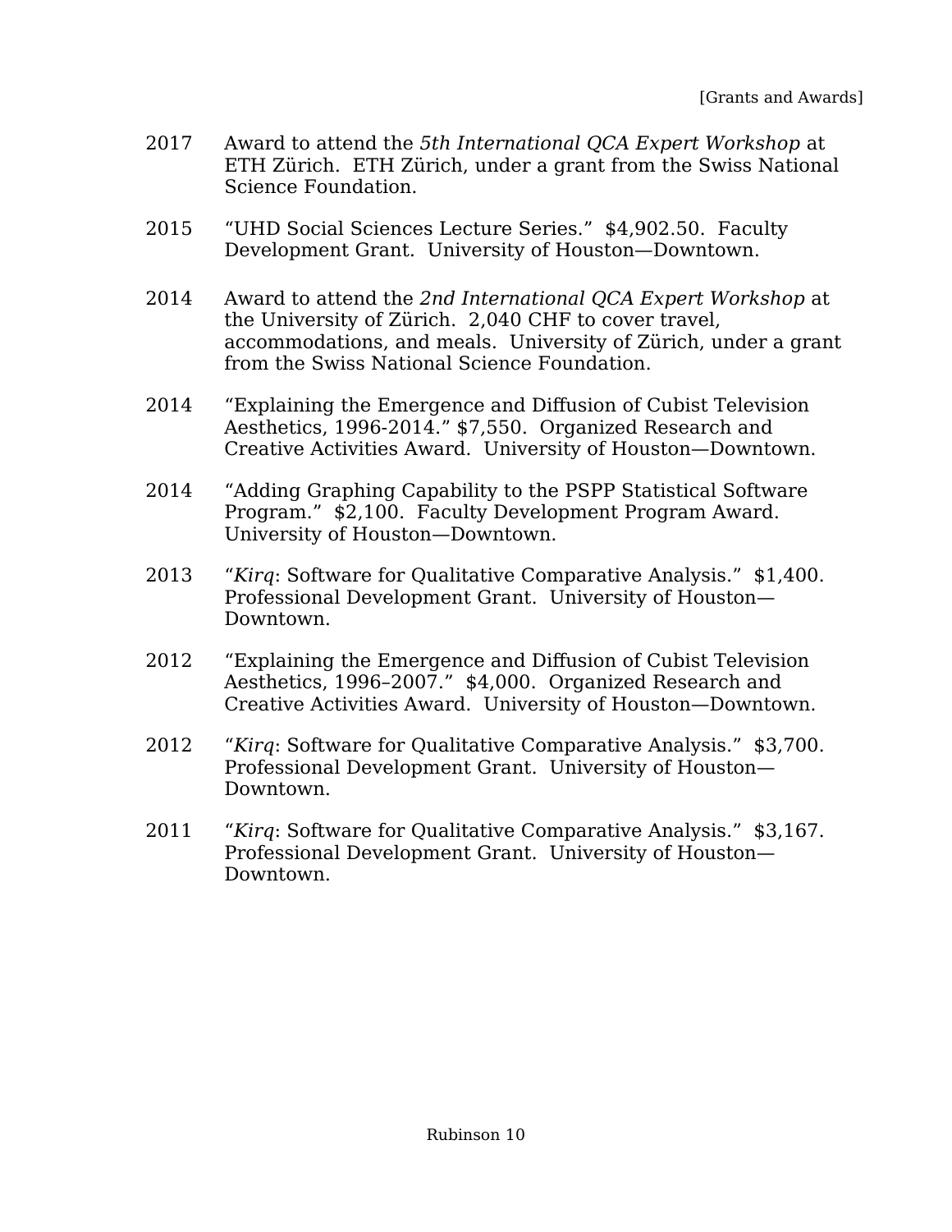2017 Award to attend the *5th International QCA Expert Workshop* at ETH Zürich. ETH Zürich, under a grant from the Swiss National Science Foundation.

2015 "UHD Social Sciences Lecture Series." $4,902.50. Faculty Development Grant. University of Houston—Downtown.

2014 Award to attend the *2nd International QCA Expert Workshop* at the University of Zürich. 2,040 CHF to cover travel, accommodations, and meals. University of Zürich, under a grant from the Swiss National Science Foundation.

2014 "Explaining the Emergence and Diffusion of Cubist Television Aesthetics, 1996-2014." $7,550. Organized Research and Creative Activities Award. University of Houston—Downtown.

2014 "Adding Graphing Capability to the PSPP Statistical Software Program." $2,100. Faculty Development Program Award. University of Houston—Downtown.

2013 "*Kirq*: Software for Qualitative Comparative Analysis." $1,400. Professional Development Grant. University of Houston—Downtown.

2012 "Explaining the Emergence and Diffusion of Cubist Television Aesthetics, 1996–2007." $4,000. Organized Research and Creative Activities Award. University of Houston—Downtown.

2012 "*Kirq*: Software for Qualitative Comparative Analysis." $3,700. Professional Development Grant. University of Houston—Downtown.

2011 "*Kirq*: Software for Qualitative Comparative Analysis." $3,167. Professional Development Grant. University of Houston—Downtown.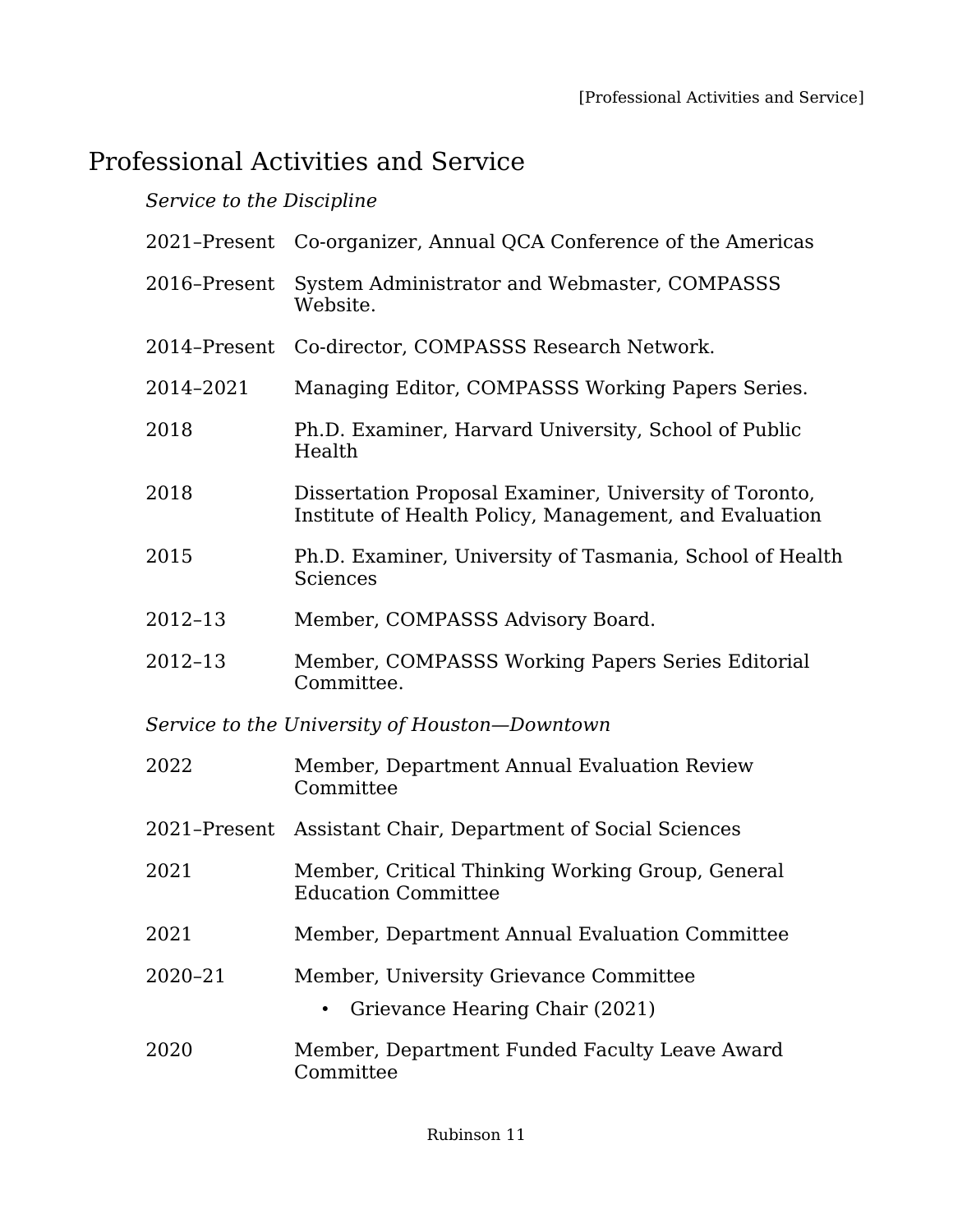# Professional Activities and Service

*Service to the Discipline*

| | |
|---|---|
| 2021–Present | Co-organizer, Annual QCA Conference of the Americas |
| 2016–Present | System Administrator and Webmaster, COMPASSS Website. |
| 2014–Present | Co-director, COMPASSS Research Network. |
| 2014–2021 | Managing Editor, COMPASSS Working Papers Series. |
| 2018 | Ph.D. Examiner, Harvard University, School of Public Health |
| 2018 | Dissertation Proposal Examiner, University of Toronto, Institute of Health Policy, Management, and Evaluation |
| 2015 | Ph.D. Examiner, University of Tasmania, School of Health Sciences |
| 2012–13 | Member, COMPASSS Advisory Board. |
| 2012–13 | Member, COMPASSS Working Papers Series Editorial Committee. |

*Service to the University of Houston—Downtown*

| | |
|---|---|
| 2022 | Member, Department Annual Evaluation Review Committee |
| 2021–Present | Assistant Chair, Department of Social Sciences |
| 2021 | Member, Critical Thinking Working Group, General Education Committee |
| 2021 | Member, Department Annual Evaluation Committee |
| 2020–21 | Member, University Grievance Committee<br>• Grievance Hearing Chair (2021) |
| 2020 | Member, Department Funded Faculty Leave Award Committee |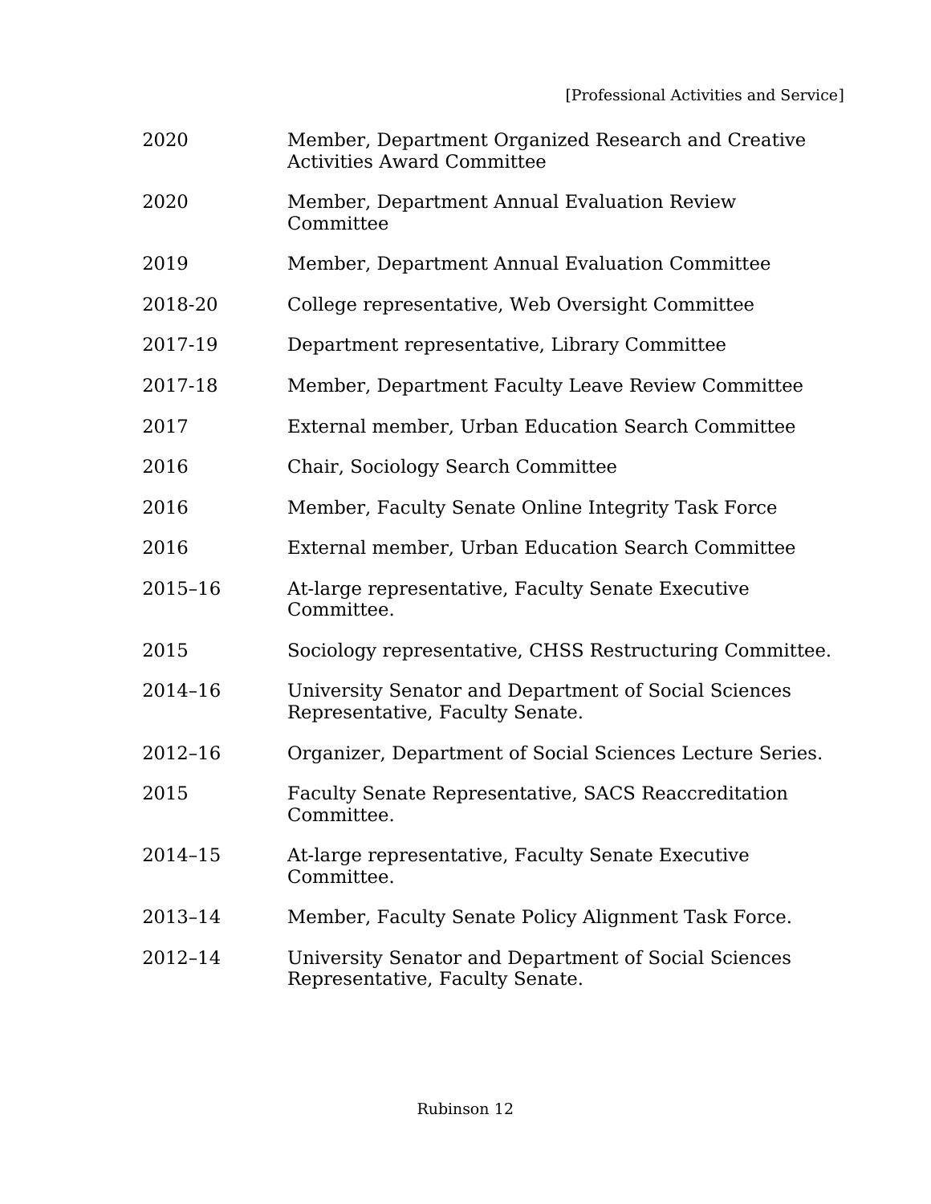| | |
|---|---|
| 2020 | Member, Department Organized Research and Creative Activities Award Committee |
| 2020 | Member, Department Annual Evaluation Review Committee |
| 2019 | Member, Department Annual Evaluation Committee |
| 2018-20 | College representative, Web Oversight Committee |
| 2017-19 | Department representative, Library Committee |
| 2017-18 | Member, Department Faculty Leave Review Committee |
| 2017 | External member, Urban Education Search Committee |
| 2016 | Chair, Sociology Search Committee |
| 2016 | Member, Faculty Senate Online Integrity Task Force |
| 2016 | External member, Urban Education Search Committee |
| 2015–16 | At-large representative, Faculty Senate Executive Committee. |
| 2015 | Sociology representative, CHSS Restructuring Committee. |
| 2014–16 | University Senator and Department of Social Sciences Representative, Faculty Senate. |
| 2012–16 | Organizer, Department of Social Sciences Lecture Series. |
| 2015 | Faculty Senate Representative, SACS Reaccreditation Committee. |
| 2014–15 | At-large representative, Faculty Senate Executive Committee. |
| 2013–14 | Member, Faculty Senate Policy Alignment Task Force. |
| 2012–14 | University Senator and Department of Social Sciences Representative, Faculty Senate. |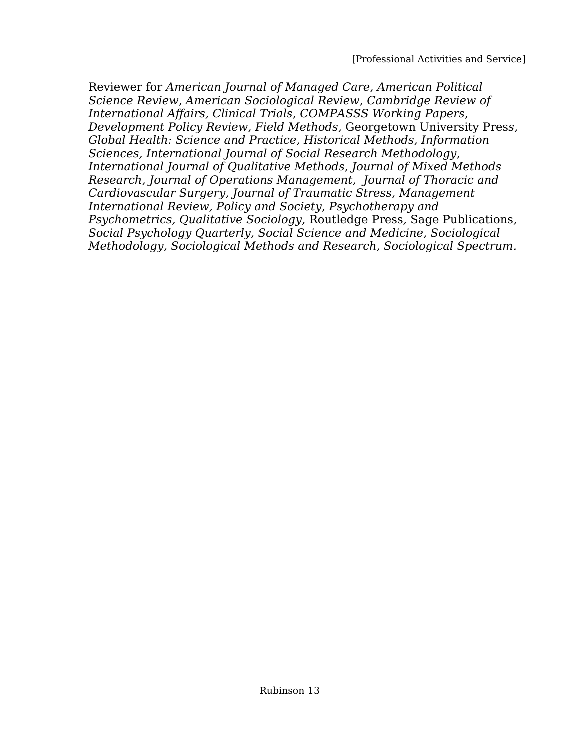Reviewer for *American Journal of Managed Care, American Political Science Review, American Sociological Review, Cambridge Review of International Affairs, Clinical Trials, COMPASSS Working Papers, Development Policy Review, Field Methods,* Georgetown University Press*, Global Health: Science and Practice, Historical Methods, Information Sciences, International Journal of Social Research Methodology, International Journal of Qualitative Methods, Journal of Mixed Methods Research, Journal of Operations Management, Journal of Thoracic and Cardiovascular Surgery, Journal of Traumatic Stress, Management International Review, Policy and Society, Psychotherapy and Psychometrics, Qualitative Sociology,* Routledge Press, Sage Publications, *Social Psychology Quarterly, Social Science and Medicine, Sociological Methodology, Sociological Methods and Research, Sociological Spectrum.*